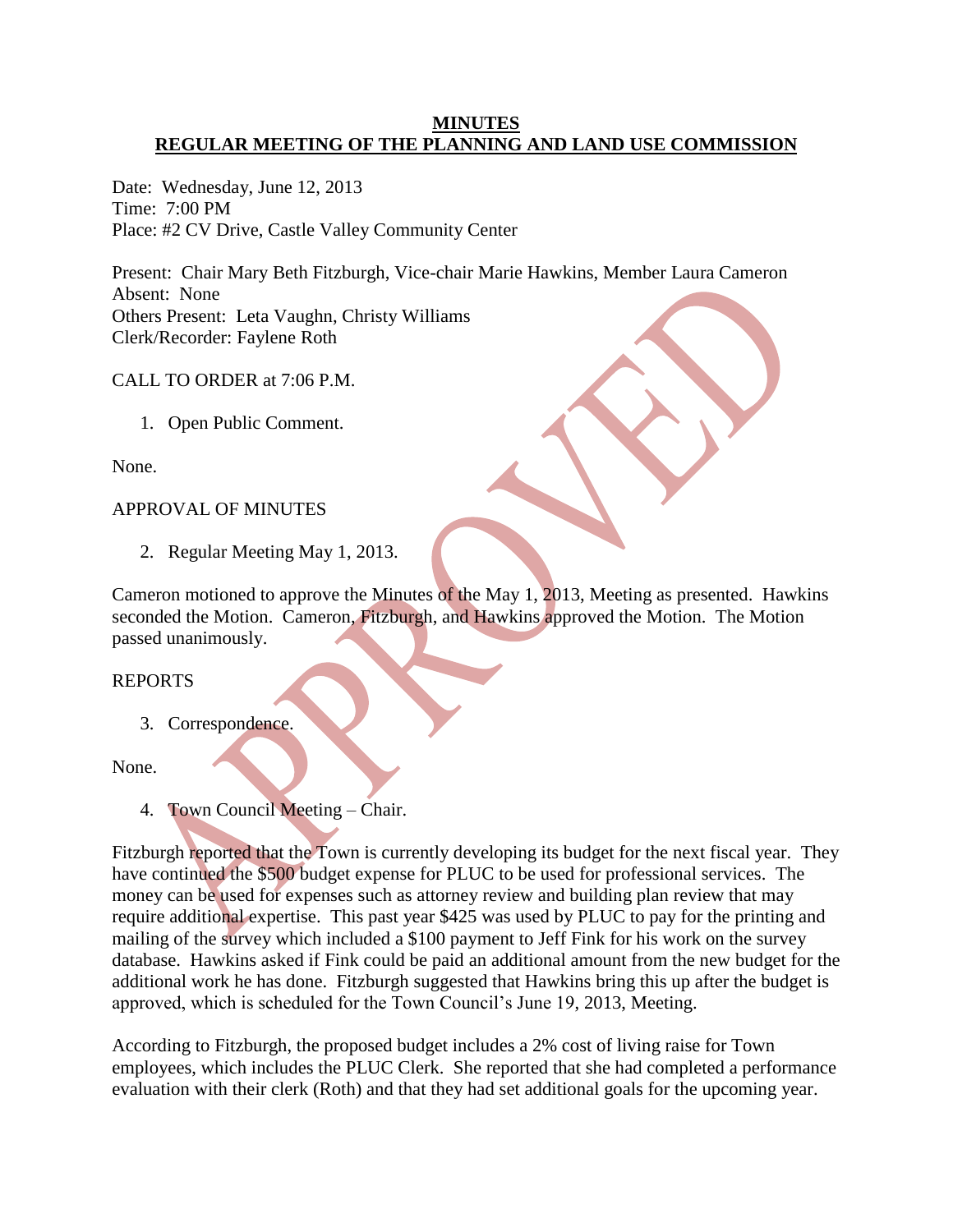**MINUTES**
**REGULAR MEETING OF THE PLANNING AND LAND USE COMMISSION**

Date: Wednesday, June 12, 2013
Time: 7:00 PM
Place: #2 CV Drive, Castle Valley Community Center

Present: Chair Mary Beth Fitzburgh, Vice-chair Marie Hawkins, Member Laura Cameron
Absent: None
Others Present: Leta Vaughn, Christy Williams
Clerk/Recorder: Faylene Roth

CALL TO ORDER at 7:06 P.M.

1. Open Public Comment.

None.

APPROVAL OF MINUTES

2. Regular Meeting May 1, 2013.

Cameron motioned to approve the Minutes of the May 1, 2013, Meeting as presented. Hawkins seconded the Motion. Cameron, Fitzburgh, and Hawkins approved the Motion. The Motion passed unanimously.

REPORTS

3. Correspondence.

None.

4. Town Council Meeting – Chair.

Fitzburgh reported that the Town is currently developing its budget for the next fiscal year. They have continued the $500 budget expense for PLUC to be used for professional services. The money can be used for expenses such as attorney review and building plan review that may require additional expertise. This past year $425 was used by PLUC to pay for the printing and mailing of the survey which included a $100 payment to Jeff Fink for his work on the survey database. Hawkins asked if Fink could be paid an additional amount from the new budget for the additional work he has done. Fitzburgh suggested that Hawkins bring this up after the budget is approved, which is scheduled for the Town Council's June 19, 2013, Meeting.

According to Fitzburgh, the proposed budget includes a 2% cost of living raise for Town employees, which includes the PLUC Clerk. She reported that she had completed a performance evaluation with their clerk (Roth) and that they had set additional goals for the upcoming year.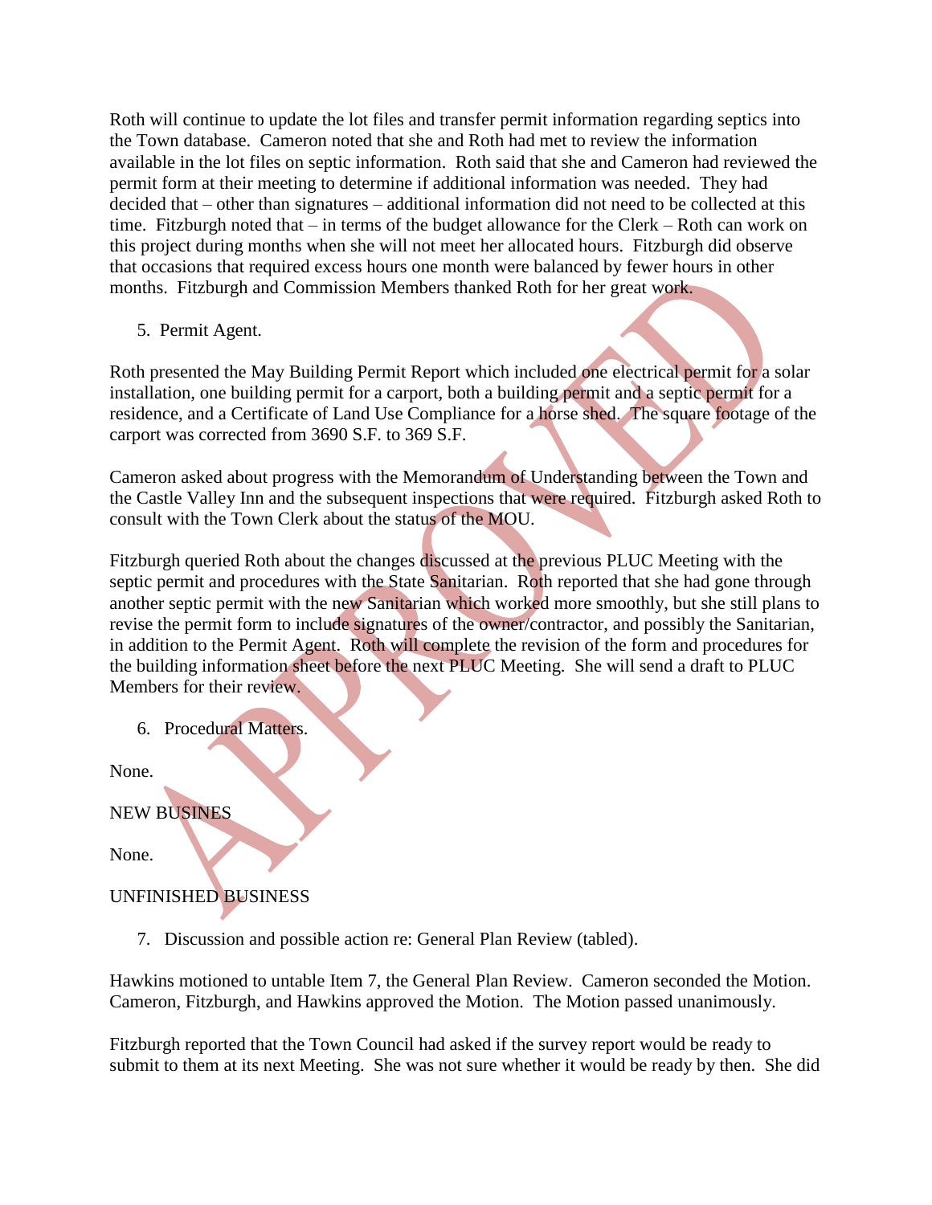Roth will continue to update the lot files and transfer permit information regarding septics into the Town database. Cameron noted that she and Roth had met to review the information available in the lot files on septic information. Roth said that she and Cameron had reviewed the permit form at their meeting to determine if additional information was needed. They had decided that – other than signatures – additional information did not need to be collected at this time. Fitzburgh noted that – in terms of the budget allowance for the Clerk – Roth can work on this project during months when she will not meet her allocated hours. Fitzburgh did observe that occasions that required excess hours one month were balanced by fewer hours in other months. Fitzburgh and Commission Members thanked Roth for her great work.

5. Permit Agent.

Roth presented the May Building Permit Report which included one electrical permit for a solar installation, one building permit for a carport, both a building permit and a septic permit for a residence, and a Certificate of Land Use Compliance for a horse shed. The square footage of the carport was corrected from 3690 S.F. to 369 S.F.

Cameron asked about progress with the Memorandum of Understanding between the Town and the Castle Valley Inn and the subsequent inspections that were required. Fitzburgh asked Roth to consult with the Town Clerk about the status of the MOU.

Fitzburgh queried Roth about the changes discussed at the previous PLUC Meeting with the septic permit and procedures with the State Sanitarian. Roth reported that she had gone through another septic permit with the new Sanitarian which worked more smoothly, but she still plans to revise the permit form to include signatures of the owner/contractor, and possibly the Sanitarian, in addition to the Permit Agent. Roth will complete the revision of the form and procedures for the building information sheet before the next PLUC Meeting. She will send a draft to PLUC Members for their review.

6. Procedural Matters.

None.

NEW BUSINES

None.

UNFINISHED BUSINESS

7. Discussion and possible action re: General Plan Review (tabled).

Hawkins motioned to untable Item 7, the General Plan Review. Cameron seconded the Motion. Cameron, Fitzburgh, and Hawkins approved the Motion. The Motion passed unanimously.

Fitzburgh reported that the Town Council had asked if the survey report would be ready to submit to them at its next Meeting. She was not sure whether it would be ready by then. She did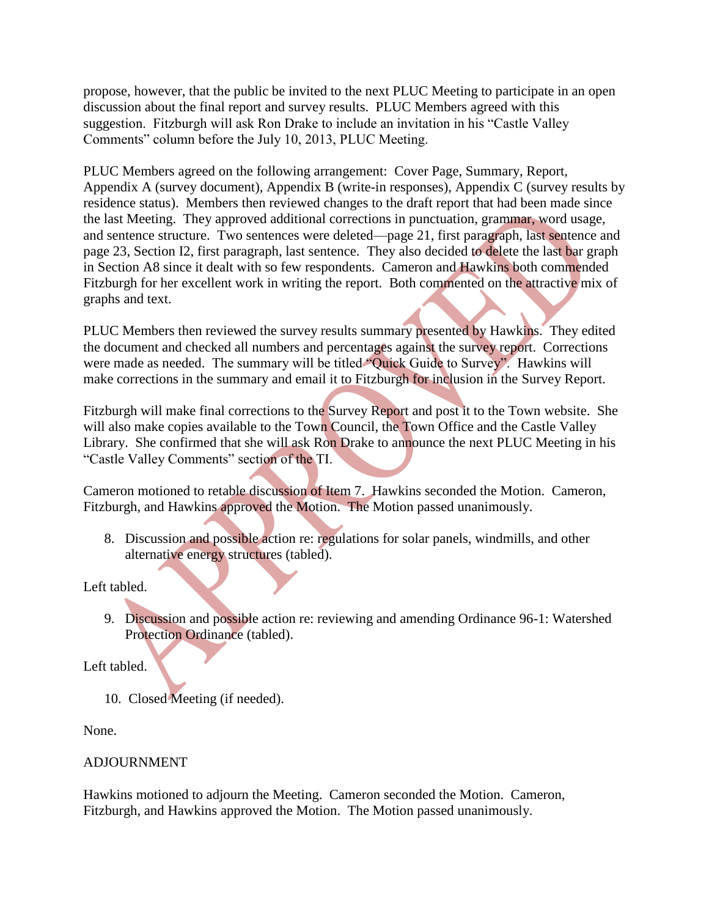propose, however, that the public be invited to the next PLUC Meeting to participate in an open discussion about the final report and survey results. PLUC Members agreed with this suggestion. Fitzburgh will ask Ron Drake to include an invitation in his "Castle Valley Comments" column before the July 10, 2013, PLUC Meeting.

PLUC Members agreed on the following arrangement: Cover Page, Summary, Report, Appendix A (survey document), Appendix B (write-in responses), Appendix C (survey results by residence status). Members then reviewed changes to the draft report that had been made since the last Meeting. They approved additional corrections in punctuation, grammar, word usage, and sentence structure. Two sentences were deleted—page 21, first paragraph, last sentence and page 23, Section I2, first paragraph, last sentence. They also decided to delete the last bar graph in Section A8 since it dealt with so few respondents. Cameron and Hawkins both commended Fitzburgh for her excellent work in writing the report. Both commented on the attractive mix of graphs and text.

PLUC Members then reviewed the survey results summary presented by Hawkins. They edited the document and checked all numbers and percentages against the survey report. Corrections were made as needed. The summary will be titled "Quick Guide to Survey". Hawkins will make corrections in the summary and email it to Fitzburgh for inclusion in the Survey Report.

Fitzburgh will make final corrections to the Survey Report and post it to the Town website. She will also make copies available to the Town Council, the Town Office and the Castle Valley Library. She confirmed that she will ask Ron Drake to announce the next PLUC Meeting in his "Castle Valley Comments" section of the TI.

Cameron motioned to retable discussion of Item 7. Hawkins seconded the Motion. Cameron, Fitzburgh, and Hawkins approved the Motion. The Motion passed unanimously.

8. Discussion and possible action re: regulations for solar panels, windmills, and other alternative energy structures (tabled).

Left tabled.

9. Discussion and possible action re: reviewing and amending Ordinance 96-1: Watershed Protection Ordinance (tabled).

Left tabled.

10. Closed Meeting (if needed).

None.

ADJOURNMENT

Hawkins motioned to adjourn the Meeting. Cameron seconded the Motion. Cameron, Fitzburgh, and Hawkins approved the Motion. The Motion passed unanimously.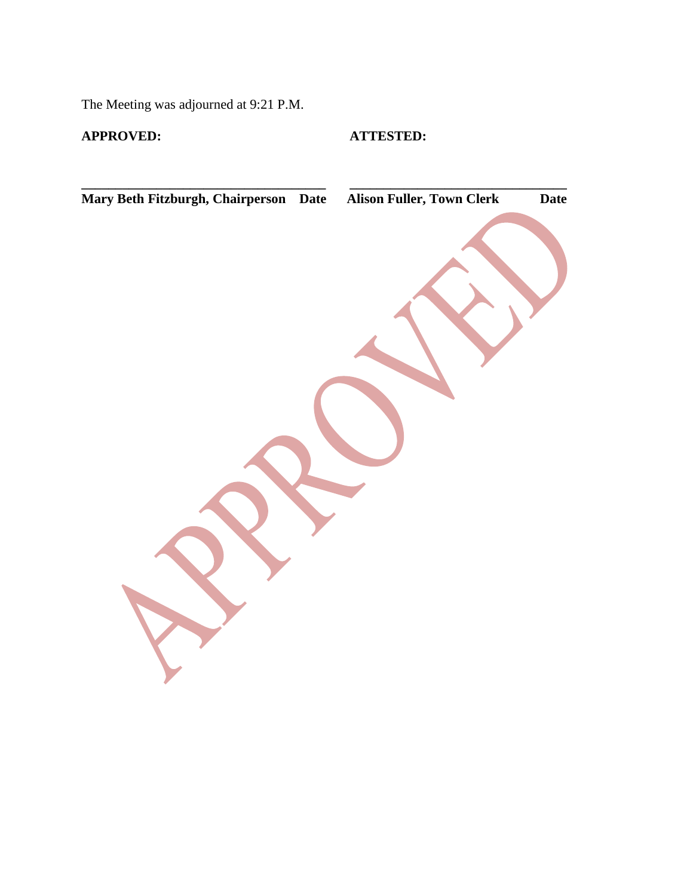The Meeting was adjourned at 9:21 P.M.

**APPROVED:** **ATTESTED:**

| | |
|---|---|
| ______________________________ | ______________________________ |
| **Mary Beth Fitzburgh, Chairperson Date** | **Alison Fuller, Town Clerk Date** |

APPROVED